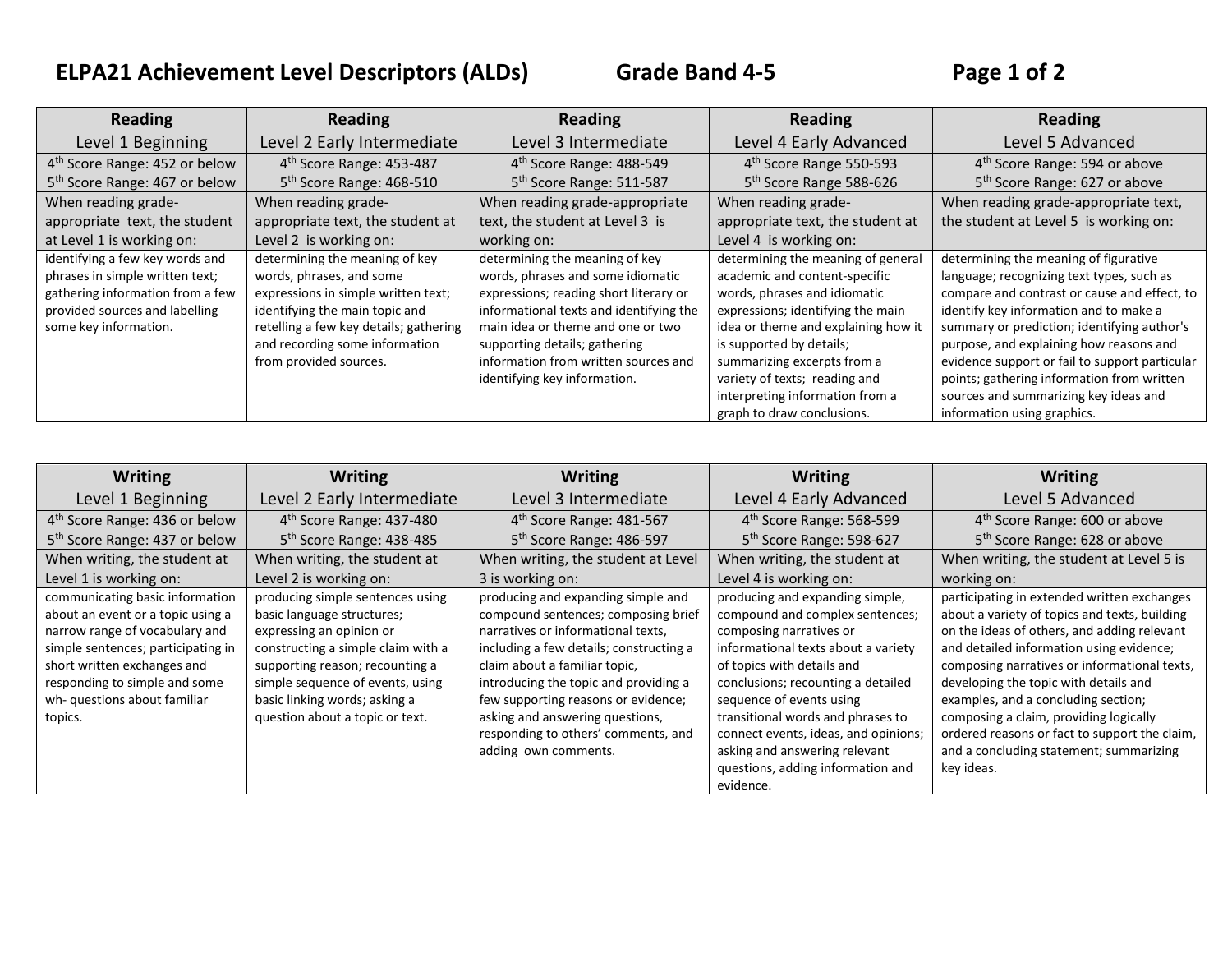# ELPA21 Achievement Level Descriptors (ALDs) Grade Band 4-5

| Reading<br>Level 1 Beginning | Reading<br>Level 2 Early Intermediate | Reading<br>Level 3 Intermediate | Reading<br>Level 4 Early Advanced | Reading<br>Level 5 Advanced |
|---|---|---|---|---|
| 4th Score Range: 452 or below<br>5th Score Range: 467 or below | 4th Score Range: 453-487<br>5th Score Range: 468-510 | 4th Score Range: 488-549<br>5th Score Range: 511-587 | 4th Score Range 550-593<br>5th Score Range 588-626 | 4th Score Range: 594 or above<br>5th Score Range: 627 or above |
| When reading grade-appropriate text, the student at Level 1 is working on: | When reading grade-appropriate text, the student at Level 2 is working on: | When reading grade-appropriate text, the student at Level 3 is working on: | When reading grade-appropriate text, the student at Level 4 is working on: | When reading grade-appropriate text, the student at Level 5 is working on: |
| identifying a few key words and phrases in simple written text; gathering information from a few provided sources and labelling some key information. | determining the meaning of key words, phrases, and some expressions in simple written text; identifying the main topic and retelling a few key details; gathering and recording some information from provided sources. | determining the meaning of key words, phrases and some idiomatic expressions; reading short literary or informational texts and identifying the main idea or theme and one or two supporting details; gathering information from written sources and identifying key information. | determining the meaning of general academic and content-specific words, phrases and idiomatic expressions; identifying the main idea or theme and explaining how it is supported by details; summarizing excerpts from a variety of texts; reading and interpreting information from a graph to draw conclusions. | determining the meaning of figurative language; recognizing text types, such as compare and contrast or cause and effect, to identify key information and to make a summary or prediction; identifying author's purpose, and explaining how reasons and evidence support or fail to support particular points; gathering information from written sources and summarizing key ideas and information using graphics. |

| Writing<br>Level 1 Beginning | Writing<br>Level 2 Early Intermediate | Writing<br>Level 3 Intermediate | Writing<br>Level 4 Early Advanced | Writing<br>Level 5 Advanced |
|---|---|---|---|---|
| 4th Score Range: 436 or below<br>5th Score Range: 437 or below | 4th Score Range: 437-480<br>5th Score Range: 438-485 | 4th Score Range: 481-567<br>5th Score Range: 486-597 | 4th Score Range: 568-599<br>5th Score Range: 598-627 | 4th Score Range: 600 or above<br>5th Score Range: 628 or above |
| When writing, the student at Level 1 is working on: | When writing, the student at Level 2 is working on: | When writing, the student at Level 3 is working on: | When writing, the student at Level 4 is working on: | When writing, the student at Level 5 is working on: |
| communicating basic information about an event or a topic using a narrow range of vocabulary and simple sentences; participating in short written exchanges and responding to simple and some wh- questions about familiar topics. | producing simple sentences using basic language structures; expressing an opinion or constructing a simple claim with a supporting reason; recounting a simple sequence of events, using basic linking words; asking a question about a topic or text. | producing and expanding simple and compound sentences; composing brief narratives or informational texts, including a few details; constructing a claim about a familiar topic, introducing the topic and providing a few supporting reasons or evidence; asking and answering questions, responding to others' comments, and adding own comments. | producing and expanding simple, compound and complex sentences; composing narratives or informational texts about a variety of topics with details and conclusions; recounting a detailed sequence of events using transitional words and phrases to connect events, ideas, and opinions; asking and answering relevant questions, adding information and evidence. | participating in extended written exchanges about a variety of topics and texts, building on the ideas of others, and adding relevant and detailed information using evidence; composing narratives or informational texts, developing the topic with details and examples, and a concluding section; composing a claim, providing logically ordered reasons or fact to support the claim, and a concluding statement; summarizing key ideas. |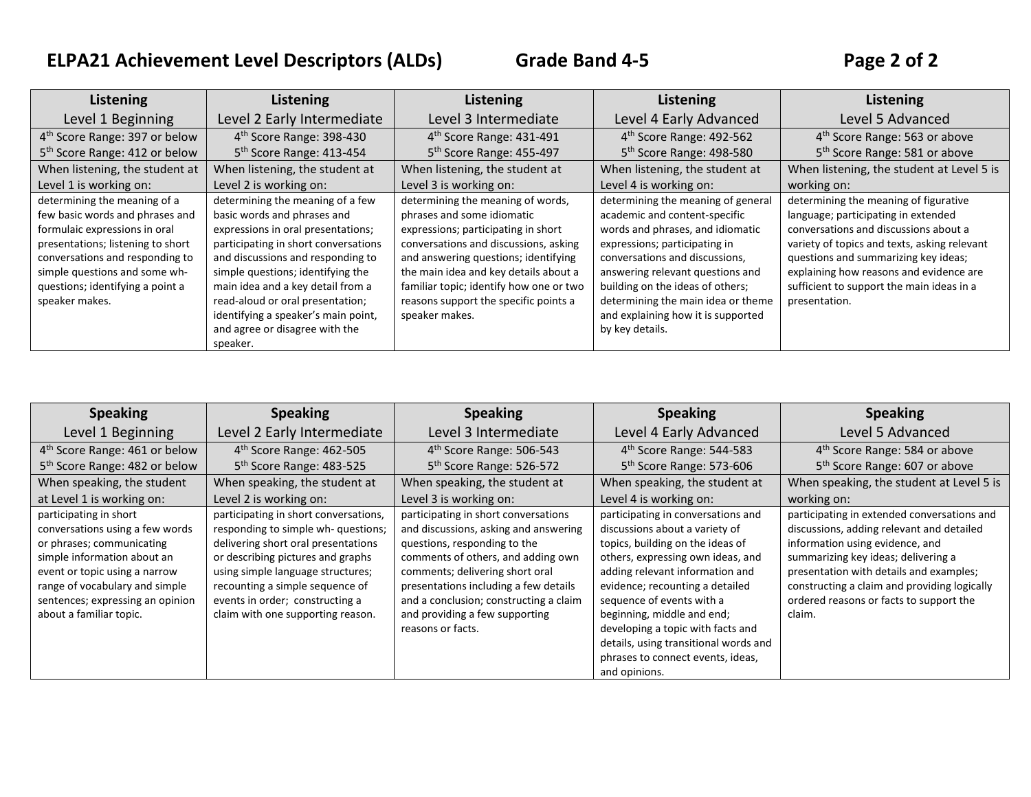# ELPA21 Achievement Level Descriptors (ALDs) Grade Band 4-5

| **Listening** Level 1 Beginning | **Listening** Level 2 Early Intermediate | **Listening** Level 3 Intermediate | **Listening** Level 4 Early Advanced | **Listening** Level 5 Advanced |
|---|---|---|---|---|
| 4th Score Range: 397 or below<br>5th Score Range: 412 or below | 4th Score Range: 398-430<br>5th Score Range: 413-454 | 4th Score Range: 431-491<br>5th Score Range: 455-497 | 4th Score Range: 492-562<br>5th Score Range: 498-580 | 4th Score Range: 563 or above<br>5th Score Range: 581 or above |
| When listening, the student at Level 1 is working on: | When listening, the student at Level 2 is working on: | When listening, the student at Level 3 is working on: | When listening, the student at Level 4 is working on: | When listening, the student at Level 5 is working on: |
| determining the meaning of a few basic words and phrases and formulaic expressions in oral presentations; listening to short conversations and responding to simple questions and some wh-questions; identifying a point a speaker makes. | determining the meaning of a few basic words and phrases and expressions in oral presentations; participating in short conversations and discussions and responding to simple questions; identifying the main idea and a key detail from a read-aloud or oral presentation; identifying a speaker's main point, and agree or disagree with the speaker. | determining the meaning of words, phrases and some idiomatic expressions; participating in short conversations and discussions, asking and answering questions; identifying the main idea and key details about a familiar topic; identify how one or two reasons support the specific points a speaker makes. | determining the meaning of general academic and content-specific words and phrases, and idiomatic expressions; participating in conversations and discussions, answering relevant questions and building on the ideas of others; determining the main idea or theme and explaining how it is supported by key details. | determining the meaning of figurative language; participating in extended conversations and discussions about a variety of topics and texts, asking relevant questions and summarizing key ideas; explaining how reasons and evidence are sufficient to support the main ideas in a presentation. |

| **Speaking** Level 1 Beginning | **Speaking** Level 2 Early Intermediate | **Speaking** Level 3 Intermediate | **Speaking** Level 4 Early Advanced | **Speaking** Level 5 Advanced |
|---|---|---|---|---|
| 4th Score Range: 461 or below<br>5th Score Range: 482 or below | 4th Score Range: 462-505<br>5th Score Range: 483-525 | 4th Score Range: 506-543<br>5th Score Range: 526-572 | 4th Score Range: 544-583<br>5th Score Range: 573-606 | 4th Score Range: 584 or above<br>5th Score Range: 607 or above |
| When speaking, the student at Level 1 is working on: | When speaking, the student at Level 2 is working on: | When speaking, the student at Level 3 is working on: | When speaking, the student at Level 4 is working on: | When speaking, the student at Level 5 is working on: |
| participating in short conversations using a few words or phrases; communicating simple information about an event or topic using a narrow range of vocabulary and simple sentences; expressing an opinion about a familiar topic. | participating in short conversations, responding to simple wh- questions; delivering short oral presentations or describing pictures and graphs using simple language structures; recounting a simple sequence of events in order; constructing a claim with one supporting reason. | participating in short conversations and discussions, asking and answering questions, responding to the comments of others, and adding own comments; delivering short oral presentations including a few details and a conclusion; constructing a claim and providing a few supporting reasons or facts. | participating in conversations and discussions about a variety of topics, building on the ideas of others, expressing own ideas, and adding relevant information and evidence; recounting a detailed sequence of events with a beginning, middle and end; developing a topic with facts and details, using transitional words and phrases to connect events, ideas, and opinions. | participating in extended conversations and discussions, adding relevant and detailed information using evidence, and summarizing key ideas; delivering a presentation with details and examples; constructing a claim and providing logically ordered reasons or facts to support the claim. |